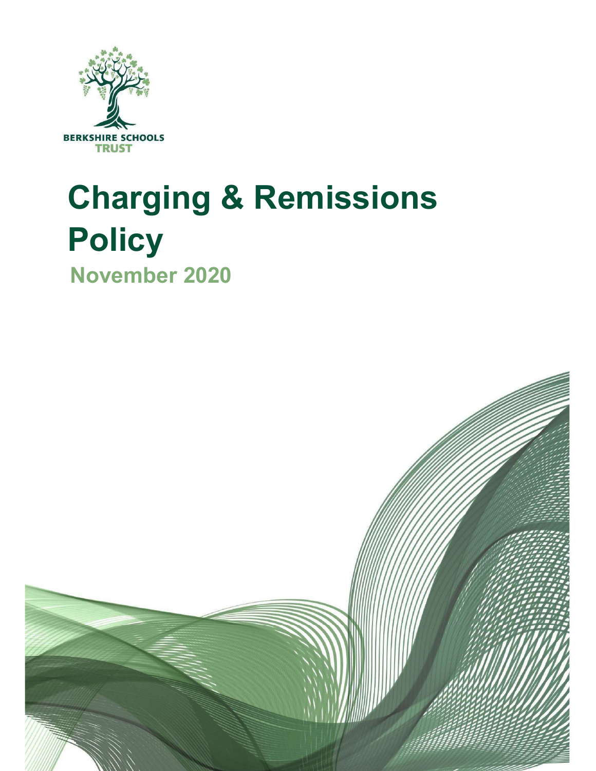BERKSHIRE SCHOOLS TRUST

# Charging & Remissions Policy

## November 2020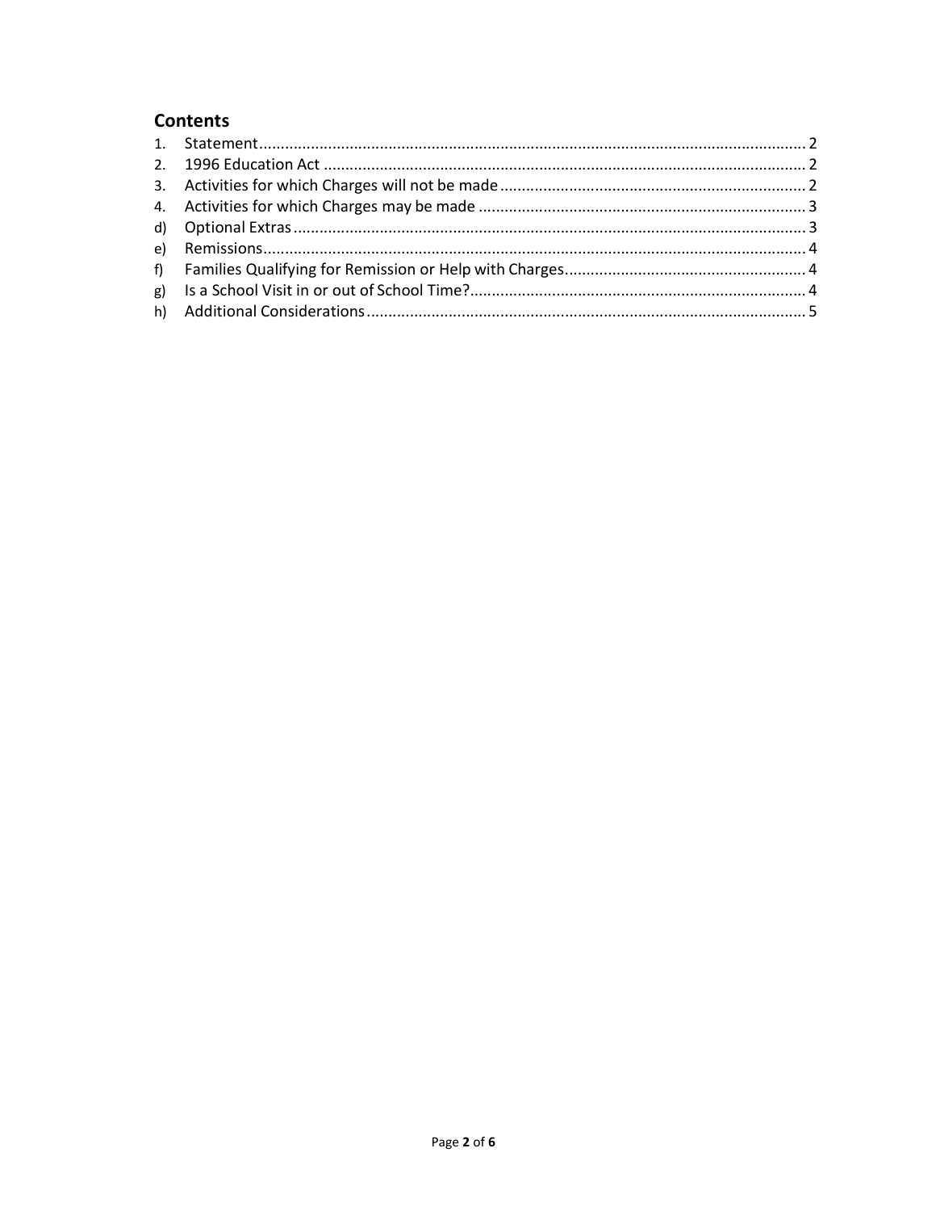## Contents

1. Statement ........................................................................................................................ 2
2. 1996 Education Act ........................................................................................................ 2
3. Activities for which Charges will not be made ................................................................ 2
4. Activities for which Charges may be made .................................................................... 3

d) Optional Extras ............................................................................................................... 3
e) Remissions ...................................................................................................................... 4
f) Families Qualifying for Remission or Help with Charges ................................................. 4
g) Is a School Visit in or out of School Time? ...................................................................... 4
h) Additional Considerations ............................................................................................... 5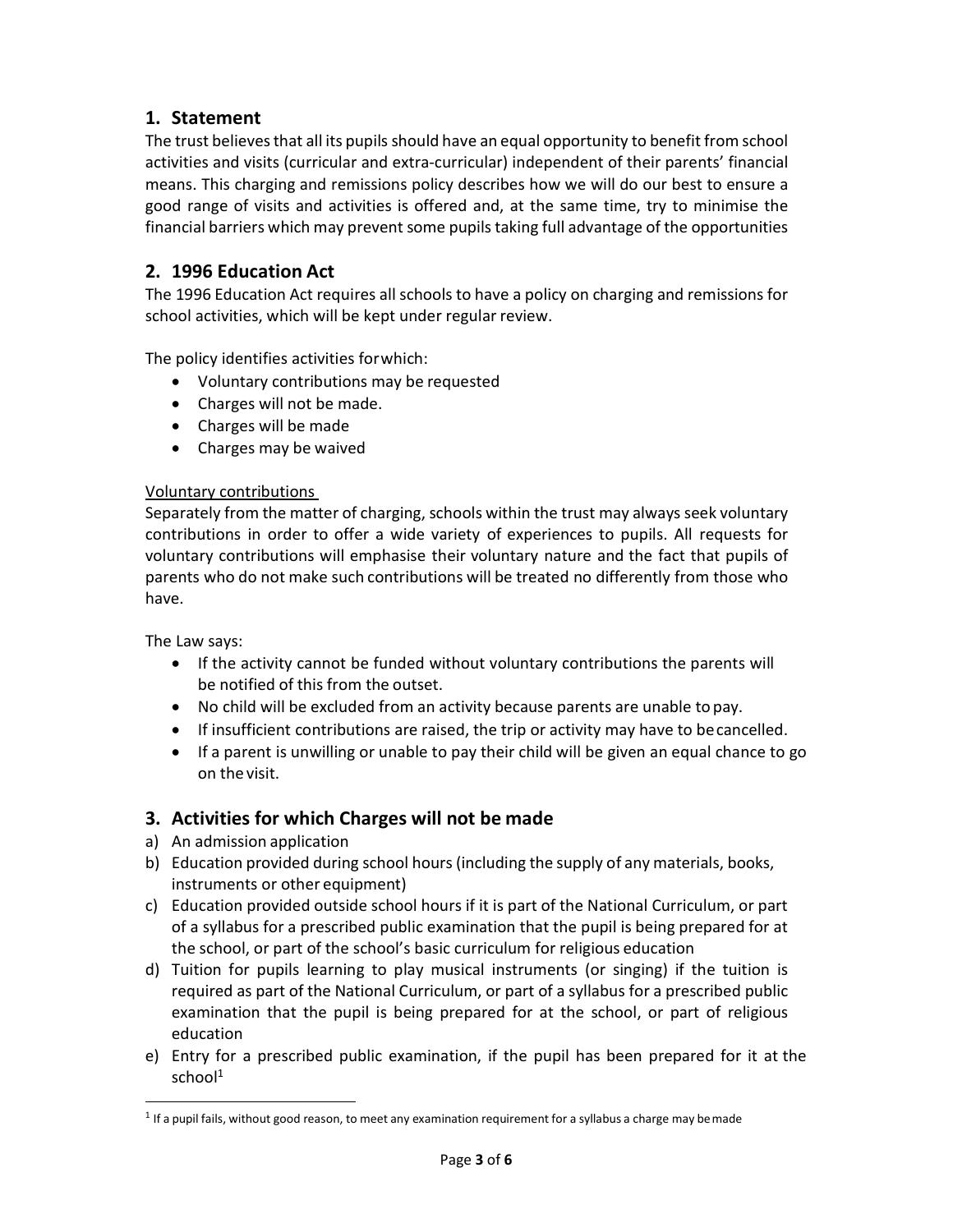## 1. Statement

The trust believes that all its pupils should have an equal opportunity to benefit from school activities and visits (curricular and extra-curricular) independent of their parents' financial means. This charging and remissions policy describes how we will do our best to ensure a good range of visits and activities is offered and, at the same time, try to minimise the financial barriers which may prevent some pupils taking full advantage of the opportunities

## 2. 1996 Education Act

The 1996 Education Act requires all schools to have a policy on charging and remissions for school activities, which will be kept under regular review.

The policy identifies activities for which:

- Voluntary contributions may be requested
- Charges will not be made.
- Charges will be made
- Charges may be waived

<u>Voluntary contributions</u>

Separately from the matter of charging, schools within the trust may always seek voluntary contributions in order to offer a wide variety of experiences to pupils. All requests for voluntary contributions will emphasise their voluntary nature and the fact that pupils of parents who do not make such contributions will be treated no differently from those who have.

The Law says:

- If the activity cannot be funded without voluntary contributions the parents will be notified of this from the outset.
- No child will be excluded from an activity because parents are unable to pay.
- If insufficient contributions are raised, the trip or activity may have to be cancelled.
- If a parent is unwilling or unable to pay their child will be given an equal chance to go on the visit.

## 3. Activities for which Charges will not be made

a) An admission application
b) Education provided during school hours (including the supply of any materials, books, instruments or other equipment)
c) Education provided outside school hours if it is part of the National Curriculum, or part of a syllabus for a prescribed public examination that the pupil is being prepared for at the school, or part of the school's basic curriculum for religious education
d) Tuition for pupils learning to play musical instruments (or singing) if the tuition is required as part of the National Curriculum, or part of a syllabus for a prescribed public examination that the pupil is being prepared for at the school, or part of religious education
e) Entry for a prescribed public examination, if the pupil has been prepared for it at the school[1]

[1] If a pupil fails, without good reason, to meet any examination requirement for a syllabus a charge may be made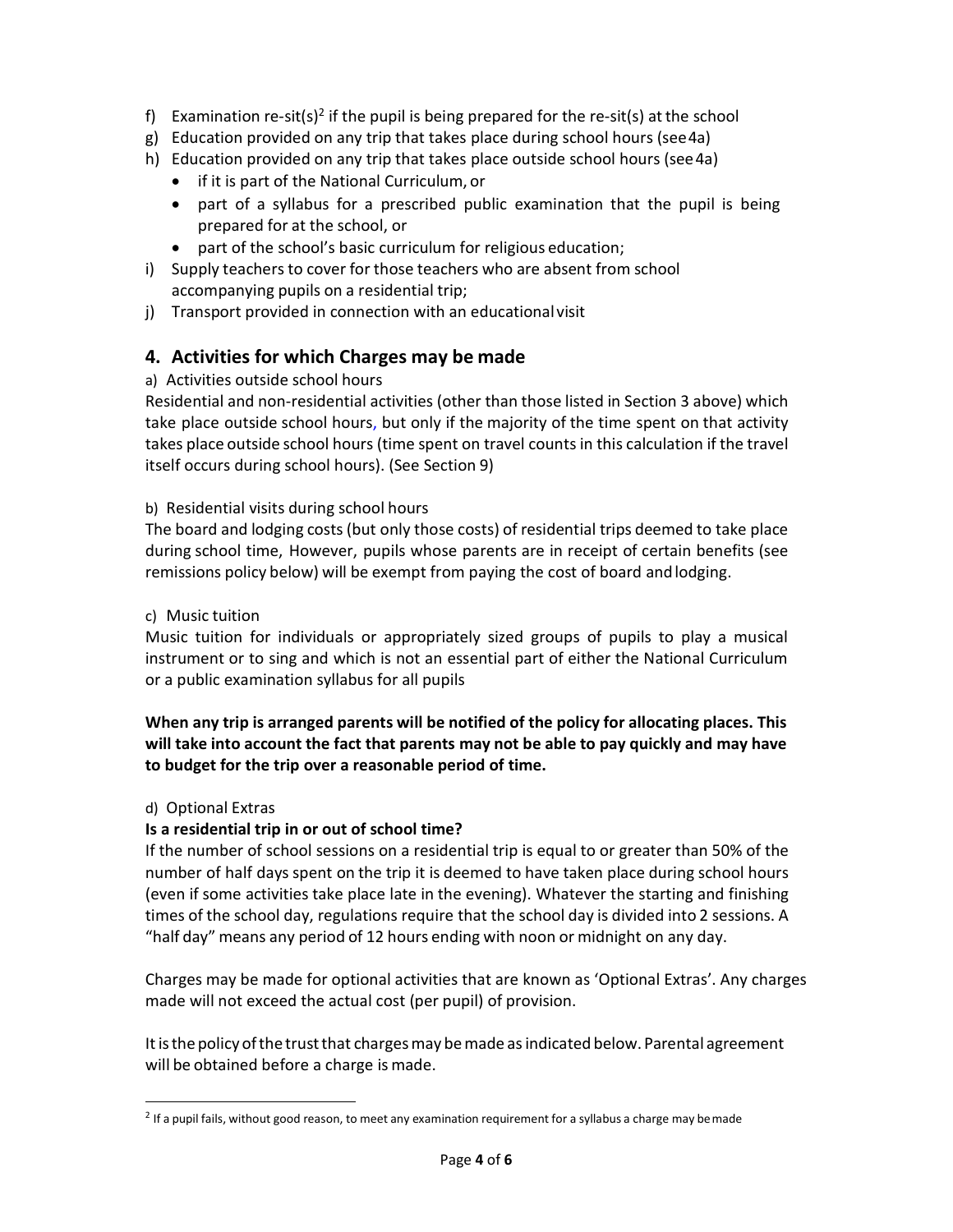f) Examination re-sit(s)[2] if the pupil is being prepared for the re-sit(s) at the school
g) Education provided on any trip that takes place during school hours (see 4a)
h) Education provided on any trip that takes place outside school hours (see 4a)
   - if it is part of the National Curriculum, or
   - part of a syllabus for a prescribed public examination that the pupil is being prepared for at the school, or
   - part of the school's basic curriculum for religious education;
i) Supply teachers to cover for those teachers who are absent from school accompanying pupils on a residential trip;
j) Transport provided in connection with an educational visit

## 4. Activities for which Charges may be made

a) Activities outside school hours

Residential and non-residential activities (other than those listed in Section 3 above) which take place outside school hours, but only if the majority of the time spent on that activity takes place outside school hours (time spent on travel counts in this calculation if the travel itself occurs during school hours). (See Section 9)

b) Residential visits during school hours

The board and lodging costs (but only those costs) of residential trips deemed to take place during school time, However, pupils whose parents are in receipt of certain benefits (see remissions policy below) will be exempt from paying the cost of board and lodging.

c) Music tuition

Music tuition for individuals or appropriately sized groups of pupils to play a musical instrument or to sing and which is not an essential part of either the National Curriculum or a public examination syllabus for all pupils

**When any trip is arranged parents will be notified of the policy for allocating places. This will take into account the fact that parents may not be able to pay quickly and may have to budget for the trip over a reasonable period of time.**

d) Optional Extras

**Is a residential trip in or out of school time?**

If the number of school sessions on a residential trip is equal to or greater than 50% of the number of half days spent on the trip it is deemed to have taken place during school hours (even if some activities take place late in the evening). Whatever the starting and finishing times of the school day, regulations require that the school day is divided into 2 sessions. A "half day" means any period of 12 hours ending with noon or midnight on any day.

Charges may be made for optional activities that are known as 'Optional Extras'. Any charges made will not exceed the actual cost (per pupil) of provision.

It is the policy of the trust that charges may be made as indicated below. Parental agreement will be obtained before a charge is made.

---

[2] If a pupil fails, without good reason, to meet any examination requirement for a syllabus a charge may be made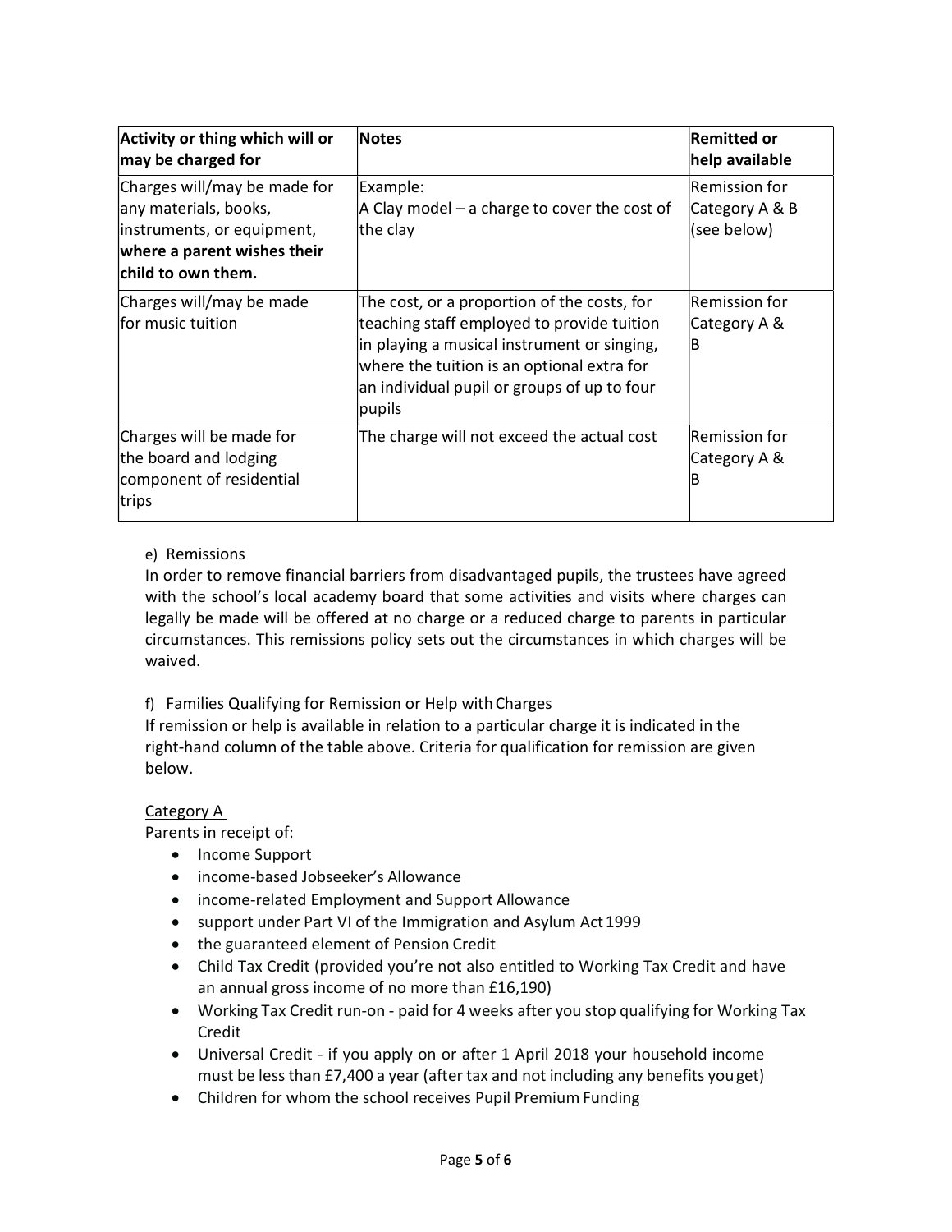| Activity or thing which will or may be charged for | Notes | Remitted or help available |
| --- | --- | --- |
| Charges will/may be made for any materials, books, instruments, or equipment, **where a parent wishes their child to own them.** | Example:<br>A Clay model – a charge to cover the cost of the clay | Remission for Category A & B (see below) |
| Charges will/may be made for music tuition | The cost, or a proportion of the costs, for teaching staff employed to provide tuition in playing a musical instrument or singing, where the tuition is an optional extra for an individual pupil or groups of up to four pupils | Remission for Category A & B |
| Charges will be made for the board and lodging component of residential trips | The charge will not exceed the actual cost | Remission for Category A & B |

e) Remissions

In order to remove financial barriers from disadvantaged pupils, the trustees have agreed with the school's local academy board that some activities and visits where charges can legally be made will be offered at no charge or a reduced charge to parents in particular circumstances. This remissions policy sets out the circumstances in which charges will be waived.

f) Families Qualifying for Remission or Help with Charges

If remission or help is available in relation to a particular charge it is indicated in the right-hand column of the table above. Criteria for qualification for remission are given below.

<u>Category A</u>

Parents in receipt of:

- Income Support
- income-based Jobseeker's Allowance
- income-related Employment and Support Allowance
- support under Part VI of the Immigration and Asylum Act 1999
- the guaranteed element of Pension Credit
- Child Tax Credit (provided you're not also entitled to Working Tax Credit and have an annual gross income of no more than £16,190)
- Working Tax Credit run-on - paid for 4 weeks after you stop qualifying for Working Tax Credit
- Universal Credit - if you apply on or after 1 April 2018 your household income must be less than £7,400 a year (after tax and not including any benefits you get)
- Children for whom the school receives Pupil Premium Funding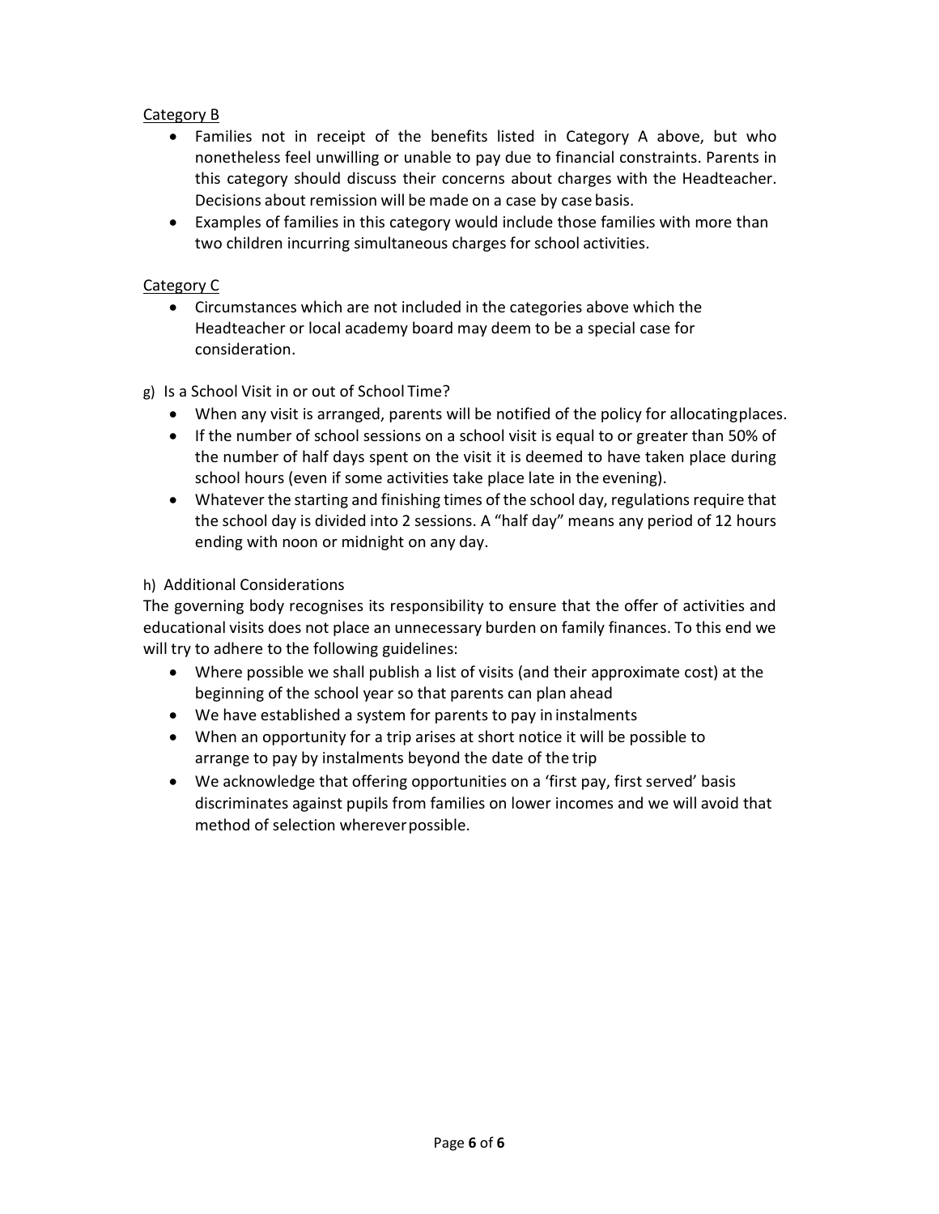Category B

- Families not in receipt of the benefits listed in Category A above, but who nonetheless feel unwilling or unable to pay due to financial constraints. Parents in this category should discuss their concerns about charges with the Headteacher. Decisions about remission will be made on a case by case basis.
- Examples of families in this category would include those families with more than two children incurring simultaneous charges for school activities.

Category C

- Circumstances which are not included in the categories above which the Headteacher or local academy board may deem to be a special case for consideration.

g) Is a School Visit in or out of School Time?

- When any visit is arranged, parents will be notified of the policy for allocating places.
- If the number of school sessions on a school visit is equal to or greater than 50% of the number of half days spent on the visit it is deemed to have taken place during school hours (even if some activities take place late in the evening).
- Whatever the starting and finishing times of the school day, regulations require that the school day is divided into 2 sessions. A "half day" means any period of 12 hours ending with noon or midnight on any day.

h) Additional Considerations

The governing body recognises its responsibility to ensure that the offer of activities and educational visits does not place an unnecessary burden on family finances. To this end we will try to adhere to the following guidelines:

- Where possible we shall publish a list of visits (and their approximate cost) at the beginning of the school year so that parents can plan ahead
- We have established a system for parents to pay in instalments
- When an opportunity for a trip arises at short notice it will be possible to arrange to pay by instalments beyond the date of the trip
- We acknowledge that offering opportunities on a 'first pay, first served' basis discriminates against pupils from families on lower incomes and we will avoid that method of selection wherever possible.